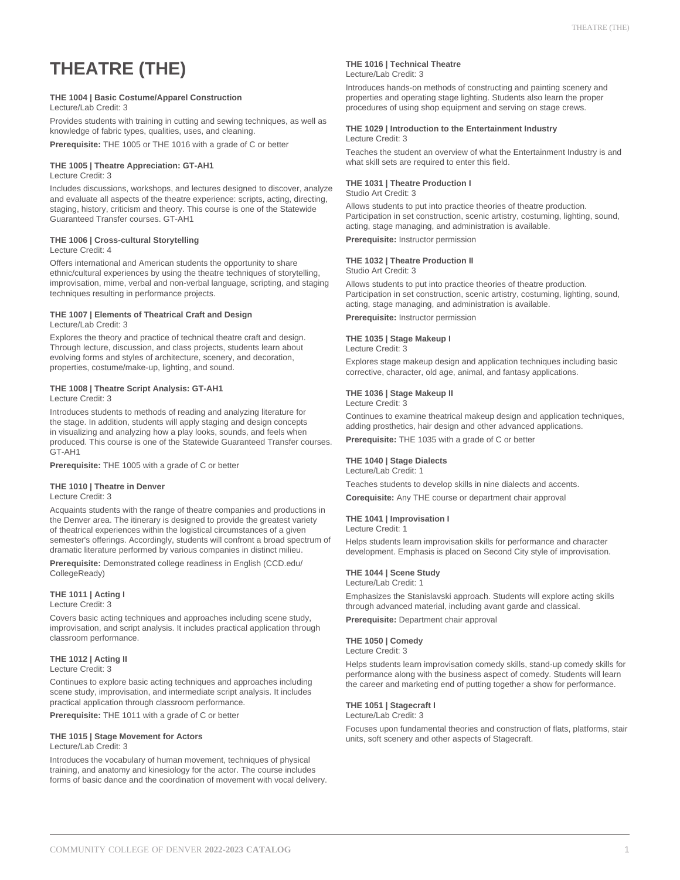# THEATRE (THE)

**THE 1004 | Basic Costume/Apparel Construction**
Lecture/Lab Credit: 3

Provides students with training in cutting and sewing techniques, as well as knowledge of fabric types, qualities, uses, and cleaning.

**Prerequisite:** THE 1005 or THE 1016 with a grade of C or better

**THE 1005 | Theatre Appreciation: GT-AH1**
Lecture Credit: 3

Includes discussions, workshops, and lectures designed to discover, analyze and evaluate all aspects of the theatre experience: scripts, acting, directing, staging, history, criticism and theory. This course is one of the Statewide Guaranteed Transfer courses. GT-AH1

**THE 1006 | Cross-cultural Storytelling**
Lecture Credit: 4

Offers international and American students the opportunity to share ethnic/cultural experiences by using the theatre techniques of storytelling, improvisation, mime, verbal and non-verbal language, scripting, and staging techniques resulting in performance projects.

**THE 1007 | Elements of Theatrical Craft and Design**
Lecture/Lab Credit: 3

Explores the theory and practice of technical theatre craft and design. Through lecture, discussion, and class projects, students learn about evolving forms and styles of architecture, scenery, and decoration, properties, costume/make-up, lighting, and sound.

**THE 1008 | Theatre Script Analysis: GT-AH1**
Lecture Credit: 3

Introduces students to methods of reading and analyzing literature for the stage. In addition, students will apply staging and design concepts in visualizing and analyzing how a play looks, sounds, and feels when produced. This course is one of the Statewide Guaranteed Transfer courses. GT-AH1

**Prerequisite:** THE 1005 with a grade of C or better

**THE 1010 | Theatre in Denver**
Lecture Credit: 3

Acquaints students with the range of theatre companies and productions in the Denver area. The itinerary is designed to provide the greatest variety of theatrical experiences within the logistical circumstances of a given semester's offerings. Accordingly, students will confront a broad spectrum of dramatic literature performed by various companies in distinct milieu.

**Prerequisite:** Demonstrated college readiness in English (CCD.edu/CollegeReady)

**THE 1011 | Acting I**
Lecture Credit: 3

Covers basic acting techniques and approaches including scene study, improvisation, and script analysis. It includes practical application through classroom performance.

**THE 1012 | Acting II**
Lecture Credit: 3

Continues to explore basic acting techniques and approaches including scene study, improvisation, and intermediate script analysis. It includes practical application through classroom performance.

**Prerequisite:** THE 1011 with a grade of C or better

**THE 1015 | Stage Movement for Actors**
Lecture/Lab Credit: 3

Introduces the vocabulary of human movement, techniques of physical training, and anatomy and kinesiology for the actor. The course includes forms of basic dance and the coordination of movement with vocal delivery.

**THE 1016 | Technical Theatre**
Lecture/Lab Credit: 3

Introduces hands-on methods of constructing and painting scenery and properties and operating stage lighting. Students also learn the proper procedures of using shop equipment and serving on stage crews.

**THE 1029 | Introduction to the Entertainment Industry**
Lecture Credit: 3

Teaches the student an overview of what the Entertainment Industry is and what skill sets are required to enter this field.

**THE 1031 | Theatre Production I**
Studio Art Credit: 3

Allows students to put into practice theories of theatre production. Participation in set construction, scenic artistry, costuming, lighting, sound, acting, stage managing, and administration is available.

**Prerequisite:** Instructor permission

**THE 1032 | Theatre Production II**
Studio Art Credit: 3

Allows students to put into practice theories of theatre production. Participation in set construction, scenic artistry, costuming, lighting, sound, acting, stage managing, and administration is available.

**Prerequisite:** Instructor permission

**THE 1035 | Stage Makeup I**
Lecture Credit: 3

Explores stage makeup design and application techniques including basic corrective, character, old age, animal, and fantasy applications.

**THE 1036 | Stage Makeup II**
Lecture Credit: 3

Continues to examine theatrical makeup design and application techniques, adding prosthetics, hair design and other advanced applications.

**Prerequisite:** THE 1035 with a grade of C or better

**THE 1040 | Stage Dialects**
Lecture/Lab Credit: 1

Teaches students to develop skills in nine dialects and accents.

**Corequisite:** Any THE course or department chair approval

**THE 1041 | Improvisation I**
Lecture Credit: 1

Helps students learn improvisation skills for performance and character development. Emphasis is placed on Second City style of improvisation.

**THE 1044 | Scene Study**
Lecture/Lab Credit: 1

Emphasizes the Stanislavski approach. Students will explore acting skills through advanced material, including avant garde and classical.

**Prerequisite:** Department chair approval

**THE 1050 | Comedy**
Lecture Credit: 3

Helps students learn improvisation comedy skills, stand-up comedy skills for performance along with the business aspect of comedy. Students will learn the career and marketing end of putting together a show for performance.

**THE 1051 | Stagecraft I**
Lecture/Lab Credit: 3

Focuses upon fundamental theories and construction of flats, platforms, stair units, soft scenery and other aspects of Stagecraft.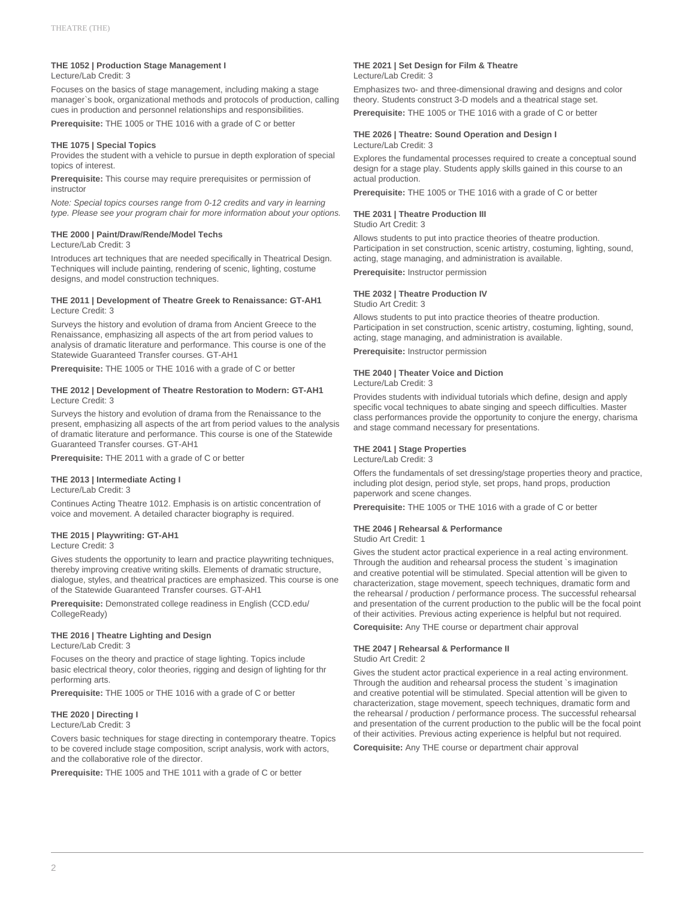### THE 1052 | Production Stage Management I

Lecture/Lab Credit: 3

Focuses on the basics of stage management, including making a stage manager`s book, organizational methods and protocols of production, calling cues in production and personnel relationships and responsibilities.

**Prerequisite:** THE 1005 or THE 1016 with a grade of C or better

### THE 1075 | Special Topics

Provides the student with a vehicle to pursue in depth exploration of special topics of interest.

**Prerequisite:** This course may require prerequisites or permission of instructor

*Note: Special topics courses range from 0-12 credits and vary in learning type. Please see your program chair for more information about your options.*

### THE 2000 | Paint/Draw/Rende/Model Techs

Lecture/Lab Credit: 3

Introduces art techniques that are needed specifically in Theatrical Design. Techniques will include painting, rendering of scenic, lighting, costume designs, and model construction techniques.

### THE 2011 | Development of Theatre Greek to Renaissance: GT-AH1

Lecture Credit: 3

Surveys the history and evolution of drama from Ancient Greece to the Renaissance, emphasizing all aspects of the art from period values to analysis of dramatic literature and performance. This course is one of the Statewide Guaranteed Transfer courses. GT-AH1

**Prerequisite:** THE 1005 or THE 1016 with a grade of C or better

### THE 2012 | Development of Theatre Restoration to Modern: GT-AH1

Lecture Credit: 3

Surveys the history and evolution of drama from the Renaissance to the present, emphasizing all aspects of the art from period values to the analysis of dramatic literature and performance. This course is one of the Statewide Guaranteed Transfer courses. GT-AH1

**Prerequisite:** THE 2011 with a grade of C or better

### THE 2013 | Intermediate Acting I

Lecture/Lab Credit: 3

Continues Acting Theatre 1012. Emphasis is on artistic concentration of voice and movement. A detailed character biography is required.

### THE 2015 | Playwriting: GT-AH1

Lecture Credit: 3

Gives students the opportunity to learn and practice playwriting techniques, thereby improving creative writing skills. Elements of dramatic structure, dialogue, styles, and theatrical practices are emphasized. This course is one of the Statewide Guaranteed Transfer courses. GT-AH1

**Prerequisite:** Demonstrated college readiness in English (CCD.edu/CollegeReady)

### THE 2016 | Theatre Lighting and Design

Lecture/Lab Credit: 3

Focuses on the theory and practice of stage lighting. Topics include basic electrical theory, color theories, rigging and design of lighting for thr performing arts.

**Prerequisite:** THE 1005 or THE 1016 with a grade of C or better

### THE 2020 | Directing I

Lecture/Lab Credit: 3

Covers basic techniques for stage directing in contemporary theatre. Topics to be covered include stage composition, script analysis, work with actors, and the collaborative role of the director.

**Prerequisite:** THE 1005 and THE 1011 with a grade of C or better

### THE 2021 | Set Design for Film & Theatre

Lecture/Lab Credit: 3

Emphasizes two- and three-dimensional drawing and designs and color theory. Students construct 3-D models and a theatrical stage set.

**Prerequisite:** THE 1005 or THE 1016 with a grade of C or better

### THE 2026 | Theatre: Sound Operation and Design I

Lecture/Lab Credit: 3

Explores the fundamental processes required to create a conceptual sound design for a stage play. Students apply skills gained in this course to an actual production.

**Prerequisite:** THE 1005 or THE 1016 with a grade of C or better

### THE 2031 | Theatre Production III

Studio Art Credit: 3

Allows students to put into practice theories of theatre production. Participation in set construction, scenic artistry, costuming, lighting, sound, acting, stage managing, and administration is available.

**Prerequisite:** Instructor permission

### THE 2032 | Theatre Production IV

Studio Art Credit: 3

Allows students to put into practice theories of theatre production. Participation in set construction, scenic artistry, costuming, lighting, sound, acting, stage managing, and administration is available.

**Prerequisite:** Instructor permission

### THE 2040 | Theater Voice and Diction

Lecture/Lab Credit: 3

Provides students with individual tutorials which define, design and apply specific vocal techniques to abate singing and speech difficulties. Master class performances provide the opportunity to conjure the energy, charisma and stage command necessary for presentations.

### THE 2041 | Stage Properties

Lecture/Lab Credit: 3

Offers the fundamentals of set dressing/stage properties theory and practice, including plot design, period style, set props, hand props, production paperwork and scene changes.

**Prerequisite:** THE 1005 or THE 1016 with a grade of C or better

### THE 2046 | Rehearsal & Performance

Studio Art Credit: 1

Gives the student actor practical experience in a real acting environment. Through the audition and rehearsal process the student `s imagination and creative potential will be stimulated. Special attention will be given to characterization, stage movement, speech techniques, dramatic form and the rehearsal / production / performance process. The successful rehearsal and presentation of the current production to the public will be the focal point of their activities. Previous acting experience is helpful but not required.

**Corequisite:** Any THE course or department chair approval

### THE 2047 | Rehearsal & Performance II

Studio Art Credit: 2

Gives the student actor practical experience in a real acting environment. Through the audition and rehearsal process the student `s imagination and creative potential will be stimulated. Special attention will be given to characterization, stage movement, speech techniques, dramatic form and the rehearsal / production / performance process. The successful rehearsal and presentation of the current production to the public will be the focal point of their activities. Previous acting experience is helpful but not required.

**Corequisite:** Any THE course or department chair approval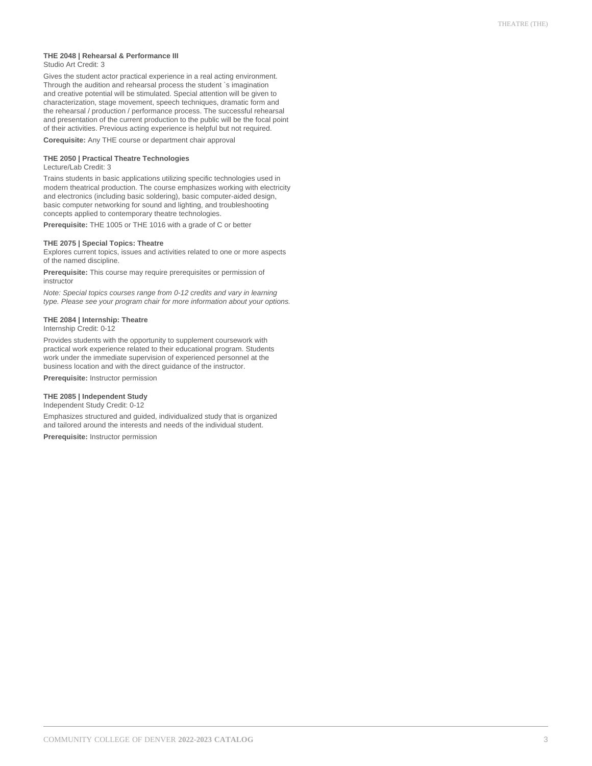### THE 2048 | Rehearsal & Performance III

Studio Art Credit: 3

Gives the student actor practical experience in a real acting environment. Through the audition and rehearsal process the student `s imagination and creative potential will be stimulated. Special attention will be given to characterization, stage movement, speech techniques, dramatic form and the rehearsal / production / performance process. The successful rehearsal and presentation of the current production to the public will be the focal point of their activities. Previous acting experience is helpful but not required.

**Corequisite:** Any THE course or department chair approval

### THE 2050 | Practical Theatre Technologies

Lecture/Lab Credit: 3

Trains students in basic applications utilizing specific technologies used in modern theatrical production. The course emphasizes working with electricity and electronics (including basic soldering), basic computer-aided design, basic computer networking for sound and lighting, and troubleshooting concepts applied to contemporary theatre technologies.

**Prerequisite:** THE 1005 or THE 1016 with a grade of C or better

### THE 2075 | Special Topics: Theatre

Explores current topics, issues and activities related to one or more aspects of the named discipline.

**Prerequisite:** This course may require prerequisites or permission of instructor

*Note: Special topics courses range from 0-12 credits and vary in learning type. Please see your program chair for more information about your options.*

### THE 2084 | Internship: Theatre

Internship Credit: 0-12

Provides students with the opportunity to supplement coursework with practical work experience related to their educational program. Students work under the immediate supervision of experienced personnel at the business location and with the direct guidance of the instructor.

**Prerequisite:** Instructor permission

### THE 2085 | Independent Study

Independent Study Credit: 0-12

Emphasizes structured and guided, individualized study that is organized and tailored around the interests and needs of the individual student.

**Prerequisite:** Instructor permission